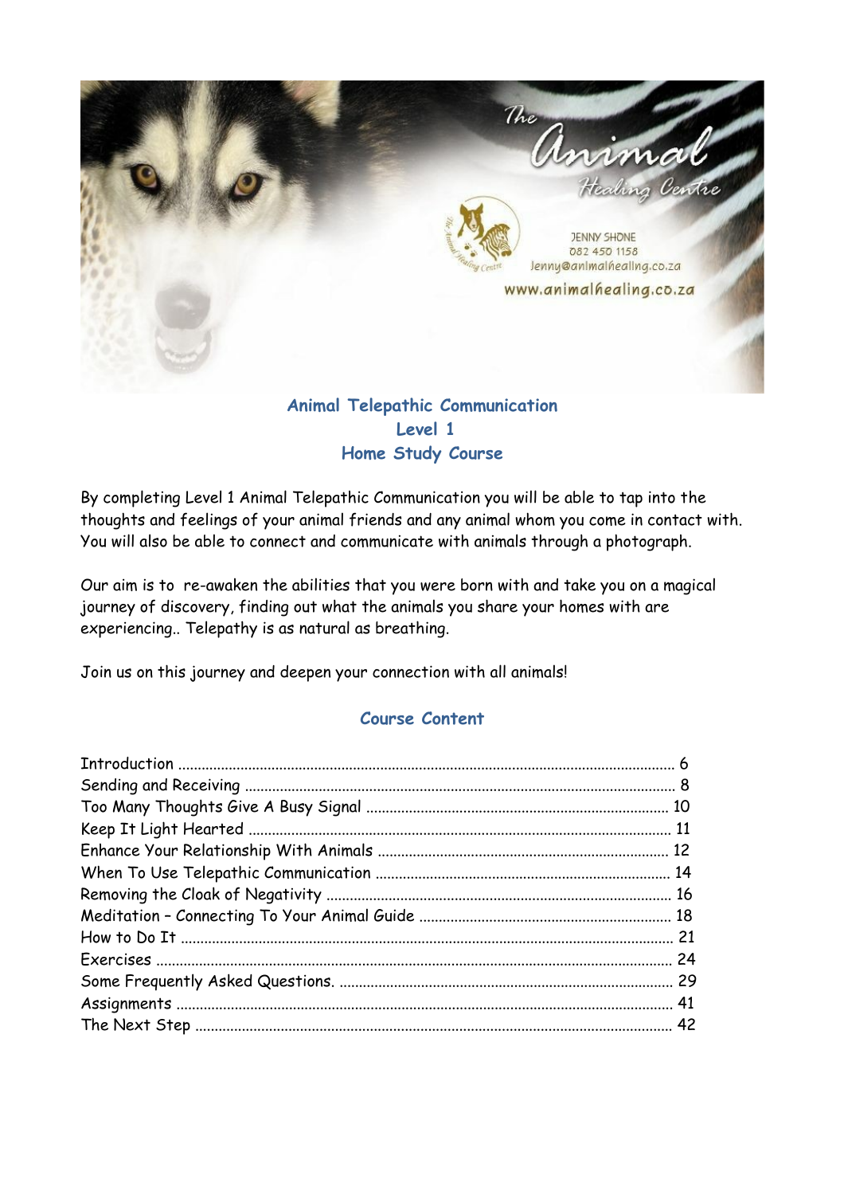The Animal Healing Centre

JENNY SHONE
082 450 1158
Jenny@animalhealing.co.za
www.animalhealing.co.za

# Animal Telepathic Communication
## Level 1
## Home Study Course

By completing Level 1 Animal Telepathic Communication you will be able to tap into the thoughts and feelings of your animal friends and any animal whom you come in contact with. You will also be able to connect and communicate with animals through a photograph.

Our aim is to re-awaken the abilities that you were born with and take you on a magical journey of discovery, finding out what the animals you share your homes with are experiencing.. Telepathy is as natural as breathing.

Join us on this journey and deepen your connection with all animals!

## Course Content

Introduction ........ 6
Sending and Receiving ........ 8
Too Many Thoughts Give A Busy Signal ........ 10
Keep It Light Hearted ........ 11
Enhance Your Relationship With Animals ........ 12
When To Use Telepathic Communication ........ 14
Removing the Cloak of Negativity ........ 16
Meditation – Connecting To Your Animal Guide ........ 18
How to Do It ........ 21
Exercises ........ 24
Some Frequently Asked Questions. ........ 29
Assignments ........ 41
The Next Step ........ 42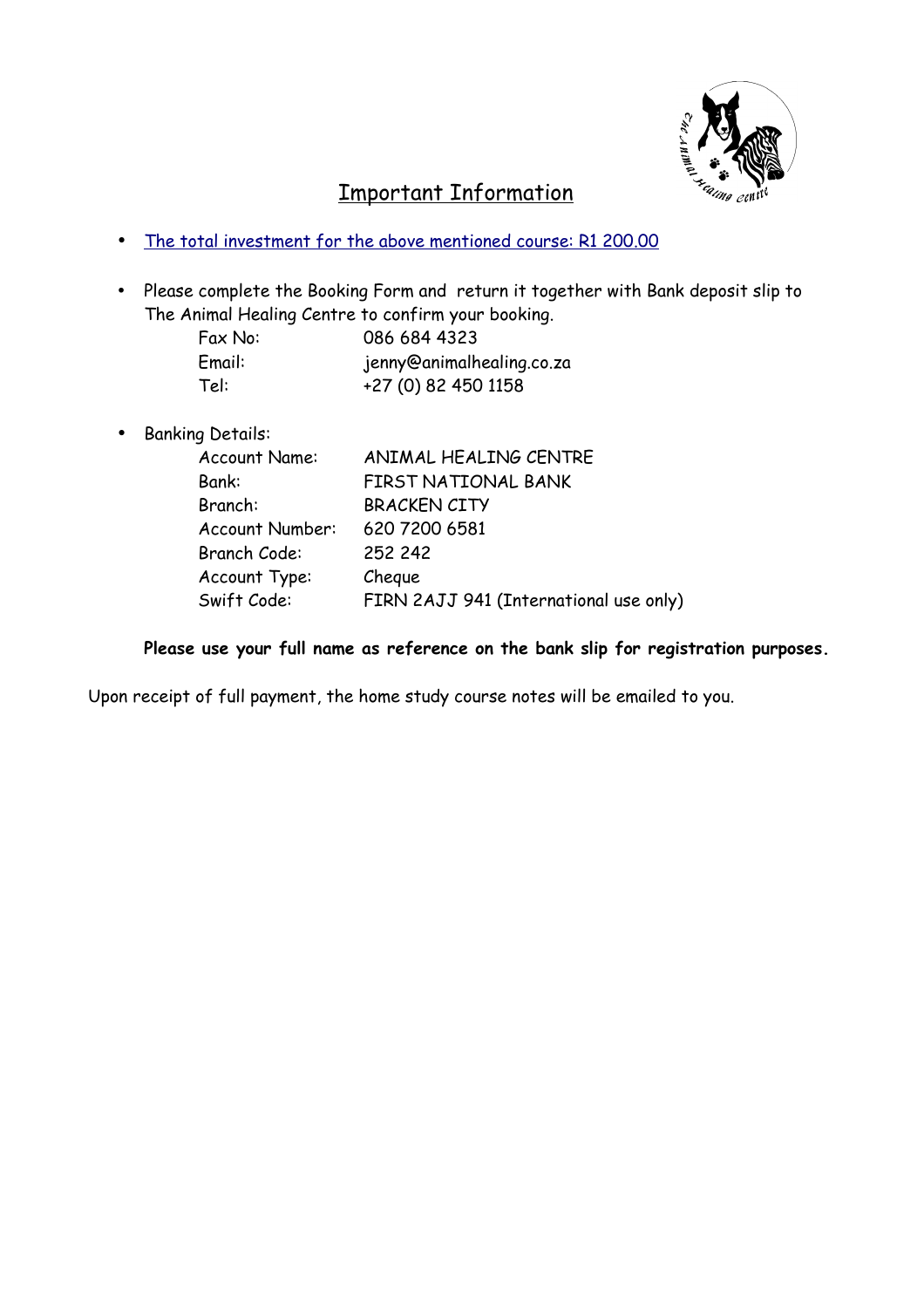## Important Information

- The total investment for the above mentioned course: R1 200.00

- Please complete the Booking Form and return it together with Bank deposit slip to The Animal Healing Centre to confirm your booking.

| | |
|---|---|
| Fax No: | 086 684 4323 |
| Email: | jenny@animalhealing.co.za |
| Tel: | +27 (0) 82 450 1158 |

- Banking Details:

| | |
|---|---|
| Account Name: | ANIMAL HEALING CENTRE |
| Bank: | FIRST NATIONAL BANK |
| Branch: | BRACKEN CITY |
| Account Number: | 620 7200 6581 |
| Branch Code: | 252 242 |
| Account Type: | Cheque |
| Swift Code: | FIRN 2AJJ 941 (International use only) |

**Please use your full name as reference on the bank slip for registration purposes.**

Upon receipt of full payment, the home study course notes will be emailed to you.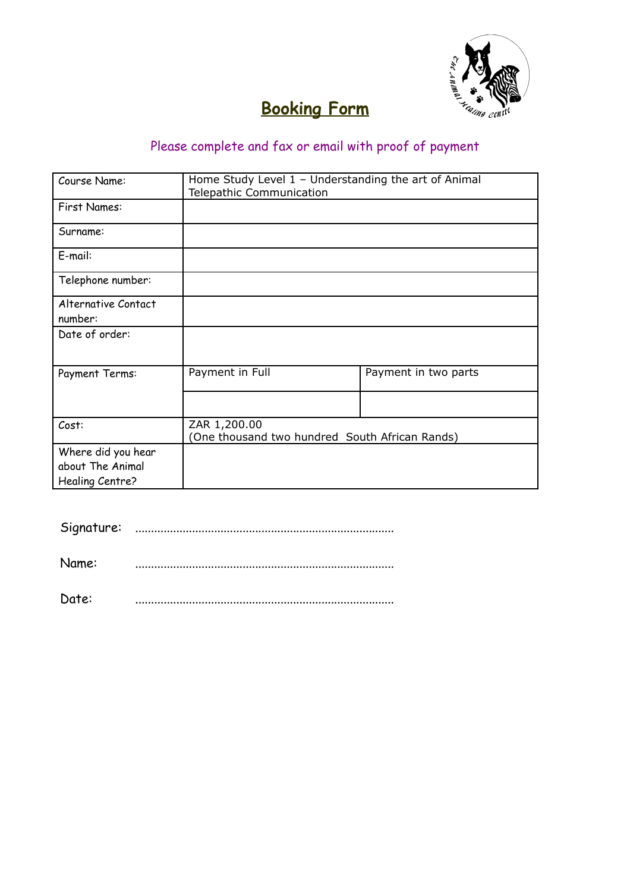# Booking Form

Please complete and fax or email with proof of payment

| | | |
|---|---|---|
| Course Name: | Home Study Level 1 – Understanding the art of Animal Telepathic Communication | |
| First Names: | | |
| Surname: | | |
| E-mail: | | |
| Telephone number: | | |
| Alternative Contact number: | | |
| Date of order: | | |
| Payment Terms: | Payment in Full | Payment in two parts |
| | | |
| Cost: | ZAR 1,200.00 (One thousand two hundred South African Rands) | |
| Where did you hear about The Animal Healing Centre? | | |

Signature: ……………………………………………………………………

Name: ……………………………………………………………………

Date: ……………………………………………………………………